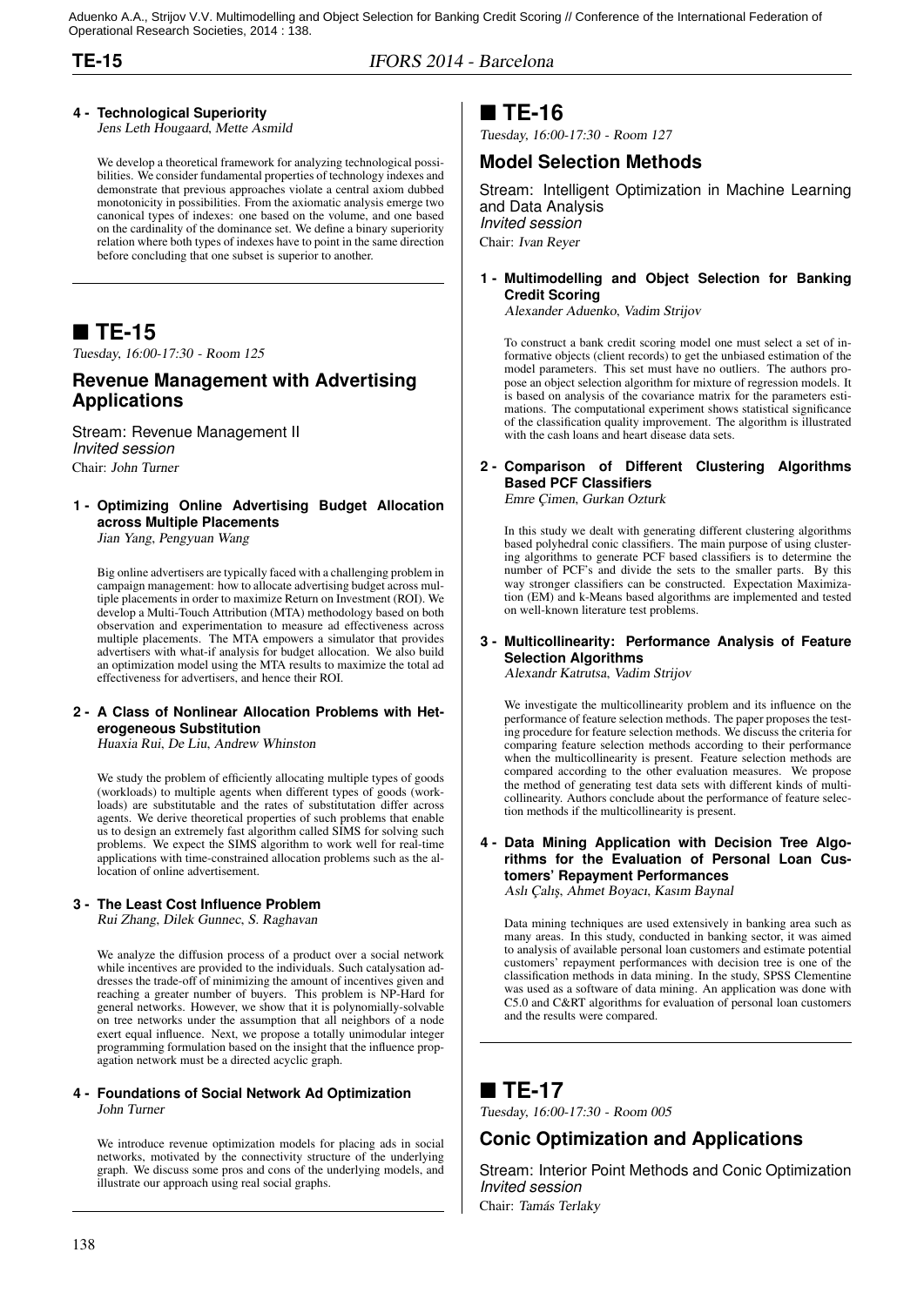### 4 - Technological Superiority

*Jens Leth Hougaard, Mette Asmild*

We develop a theoretical framework for analyzing technological possibilities. We consider fundamental properties of technology indexes and demonstrate that previous approaches violate a central axiom dubbed monotonicity in possibilities. From the axiomatic analysis emerge two canonical types of indexes: one based on the volume, and one based on the cardinality of the dominance set. We define a binary superiority relation where both types of indexes have to point in the same direction before concluding that one subset is superior to another.

# TE-15

*Tuesday, 16:00-17:30 - Room 125*

## Revenue Management with Advertising Applications

Stream: Revenue Management II
*Invited session*
Chair: *John Turner*

### 1 - Optimizing Online Advertising Budget Allocation across Multiple Placements

*Jian Yang, Pengyuan Wang*

Big online advertisers are typically faced with a challenging problem in campaign management: how to allocate advertising budget across multiple placements in order to maximize Return on Investment (ROI). We develop a Multi-Touch Attribution (MTA) methodology based on both observation and experimentation to measure ad effectiveness across multiple placements. The MTA empowers a simulator that provides advertisers with what-if analysis for budget allocation. We also build an optimization model using the MTA results to maximize the total ad effectiveness for advertisers, and hence their ROI.

### 2 - A Class of Nonlinear Allocation Problems with Heterogeneous Substitution

*Huaxia Rui, De Liu, Andrew Whinston*

We study the problem of efficiently allocating multiple types of goods (workloads) to multiple agents when different types of goods (workloads) are substitutable and the rates of substitution differ across agents. We derive theoretical properties of such problems that enable us to design an extremely fast algorithm called SIMS for solving such problems. We expect the SIMS algorithm to work well for real-time applications with time-constrained allocation problems such as the allocation of online advertisement.

### 3 - The Least Cost Influence Problem

*Rui Zhang, Dilek Gunnec, S. Raghavan*

We analyze the diffusion process of a product over a social network while incentives are provided to the individuals. Such catalysation addresses the trade-off of minimizing the amount of incentives given and reaching a greater number of buyers. This problem is NP-Hard for general networks. However, we show that it is polynomially-solvable on tree networks under the assumption that all neighbors of a node exert equal influence. Next, we propose a totally unimodular integer programming formulation based on the insight that the influence propagation network must be a directed acyclic graph.

### 4 - Foundations of Social Network Ad Optimization

*John Turner*

We introduce revenue optimization models for placing ads in social networks, motivated by the connectivity structure of the underlying graph. We discuss some pros and cons of the underlying models, and illustrate our approach using real social graphs.

# TE-16

*Tuesday, 16:00-17:30 - Room 127*

## Model Selection Methods

Stream: Intelligent Optimization in Machine Learning and Data Analysis
*Invited session*
Chair: *Ivan Reyer*

### 1 - Multimodelling and Object Selection for Banking Credit Scoring

*Alexander Aduenko, Vadim Strijov*

To construct a bank credit scoring model one must select a set of informative objects (client records) to get the unbiased estimation of the model parameters. This set must have no outliers. The authors propose an object selection algorithm for mixture of regression models. It is based on analysis of the covariance matrix for the parameters estimations. The computational experiment shows statistical significance of the classification quality improvement. The algorithm is illustrated with the cash loans and heart disease data sets.

### 2 - Comparison of Different Clustering Algorithms Based PCF Classifiers

*Emre Çimen, Gurkan Ozturk*

In this study we dealt with generating different clustering algorithms based polyhedral conic classifiers. The main purpose of using clustering algorithms to generate PCF based classifiers is to determine the number of PCF's and divide the sets to the smaller parts. By this way stronger classifiers can be constructed. Expectation Maximization (EM) and k-Means based algorithms are implemented and tested on well-known literature test problems.

### 3 - Multicollinearity: Performance Analysis of Feature Selection Algorithms

*Alexandr Katrutsa, Vadim Strijov*

We investigate the multicollinearity problem and its influence on the performance of feature selection methods. The paper proposes the testing procedure for feature selection methods. We discuss the criteria for comparing feature selection methods according to their performance when the multicollinearity is present. Feature selection methods are compared according to the other evaluation measures. We propose the method of generating test data sets with different kinds of multicollinearity. Authors conclude about the performance of feature selection methods if the multicollinearity is present.

### 4 - Data Mining Application with Decision Tree Algorithms for the Evaluation of Personal Loan Customers' Repayment Performances

*Aslı Çalış, Ahmet Boyacı, Kasım Baynal*

Data mining techniques are used extensively in banking area such as many areas. In this study, conducted in banking sector, it was aimed to analysis of available personal loan customers and estimate potential customers' repayment performances with decision tree is one of the classification methods in data mining. In the study, SPSS Clementine was used as a software of data mining. An application was done with C5.0 and C&RT algorithms for evaluation of personal loan customers and the results were compared.

# TE-17

*Tuesday, 16:00-17:30 - Room 005*

## Conic Optimization and Applications

Stream: Interior Point Methods and Conic Optimization
*Invited session*
Chair: *Tamás Terlaky*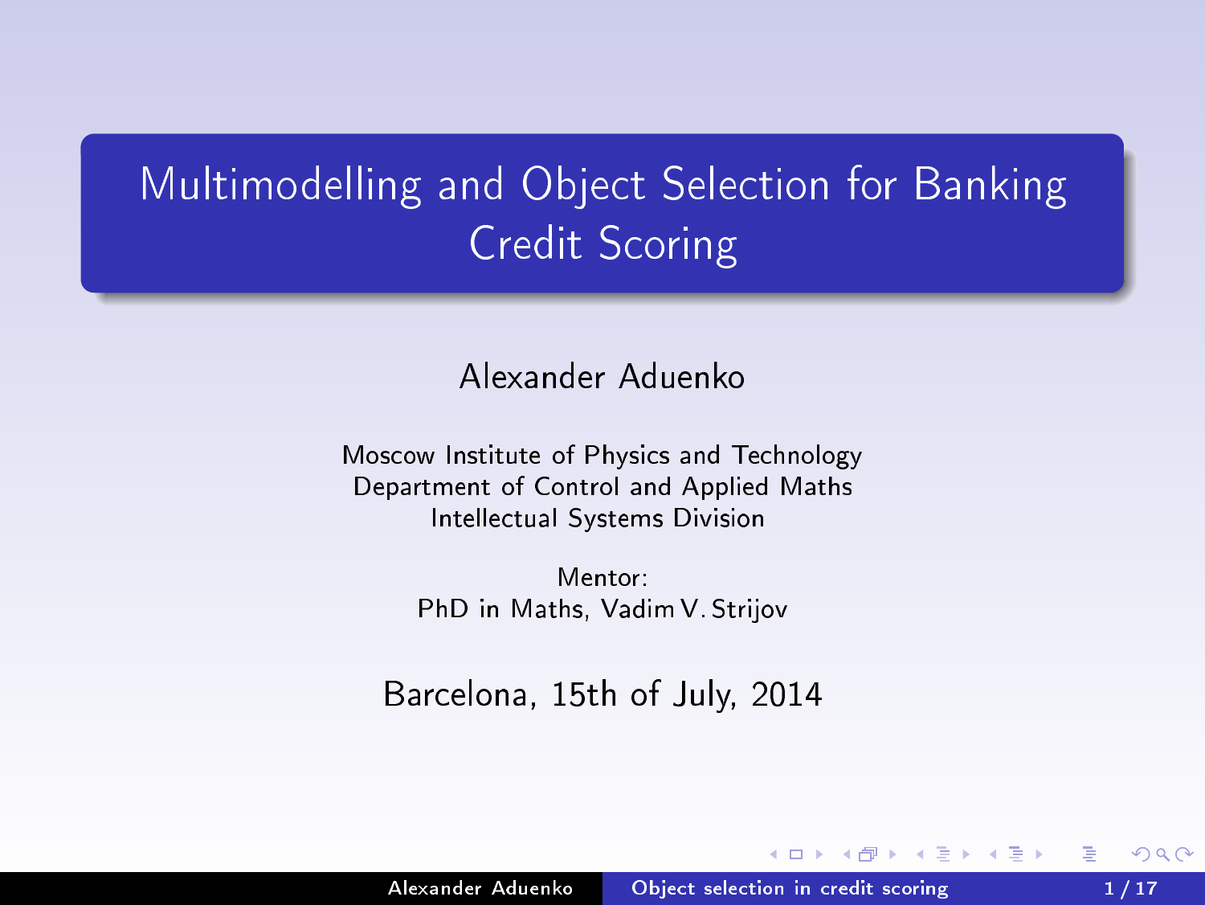# Multimodelling and Object Selection for Banking Credit Scoring

Alexander Aduenko

Moscow Institute of Physics and Technology
Department of Control and Applied Maths
Intellectual Systems Division

Mentor:
PhD in Maths, Vadim V. Strijov

Barcelona, 15th of July, 2014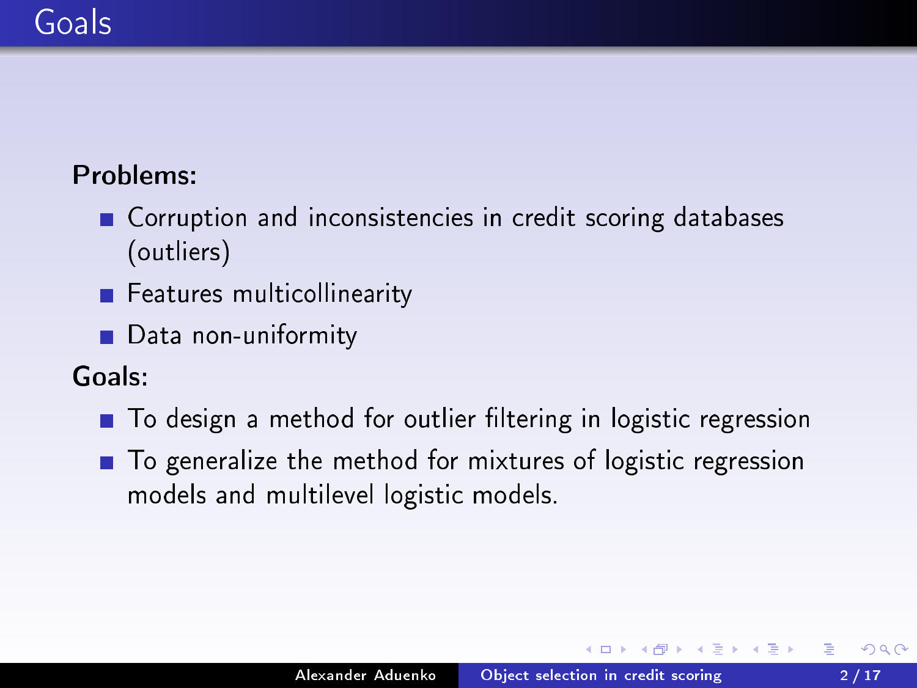# Goals

**Problems:**

- Corruption and inconsistencies in credit scoring databases (outliers)
- Features multicollinearity
- Data non-uniformity

**Goals:**

- To design a method for outlier filtering in logistic regression
- To generalize the method for mixtures of logistic regression models and multilevel logistic models.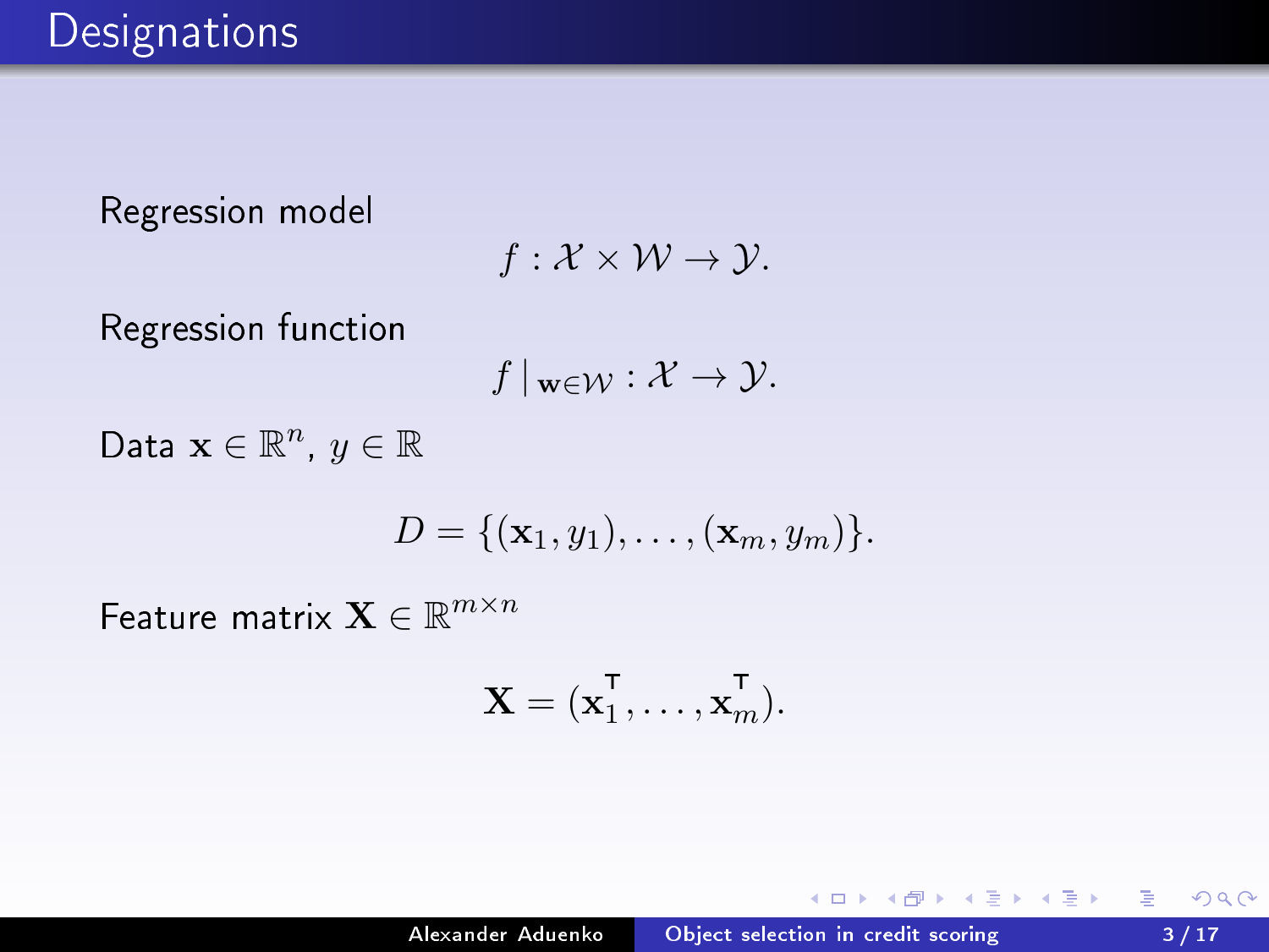# Designations

Regression model

$$f : \mathcal{X} \times \mathcal{W} \to \mathcal{Y}.$$

Regression function

$$f \,|_{\mathbf{w} \in \mathcal{W}} : \mathcal{X} \to \mathcal{Y}.$$

Data $\mathbf{x} \in \mathbb{R}^n$, $y \in \mathbb{R}$

$$D = \{(\mathbf{x}_1, y_1), \ldots, (\mathbf{x}_m, y_m)\}.$$

Feature matrix $\mathbf{X} \in \mathbb{R}^{m \times n}$

$$\mathbf{X} = (\mathbf{x}_1^{\mathsf{T}}, \ldots, \mathbf{x}_m^{\mathsf{T}}).$$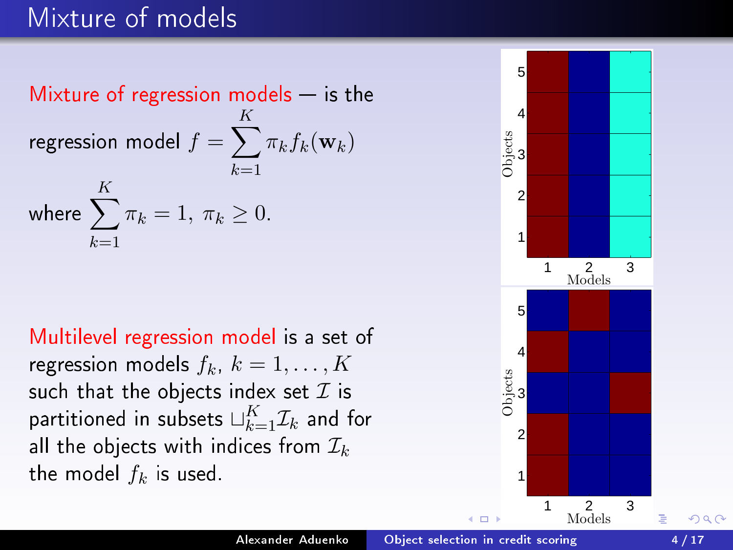# Mixture of models

Mixture of regression models — is the regression model $f = \sum_{k=1}^{K} \pi_k f_k(\mathbf{w}_k)$

where $\sum_{k=1}^{K} \pi_k = 1, \ \pi_k \geq 0.$

Multilevel regression model is a set of regression models $f_k$, $k = 1, \ldots, K$ such that the objects index set $\mathcal{I}$ is partitioned in subsets $\sqcup_{k=1}^{K} \mathcal{I}_k$ and for all the objects with indices from $\mathcal{I}_k$ the model $f_k$ is used.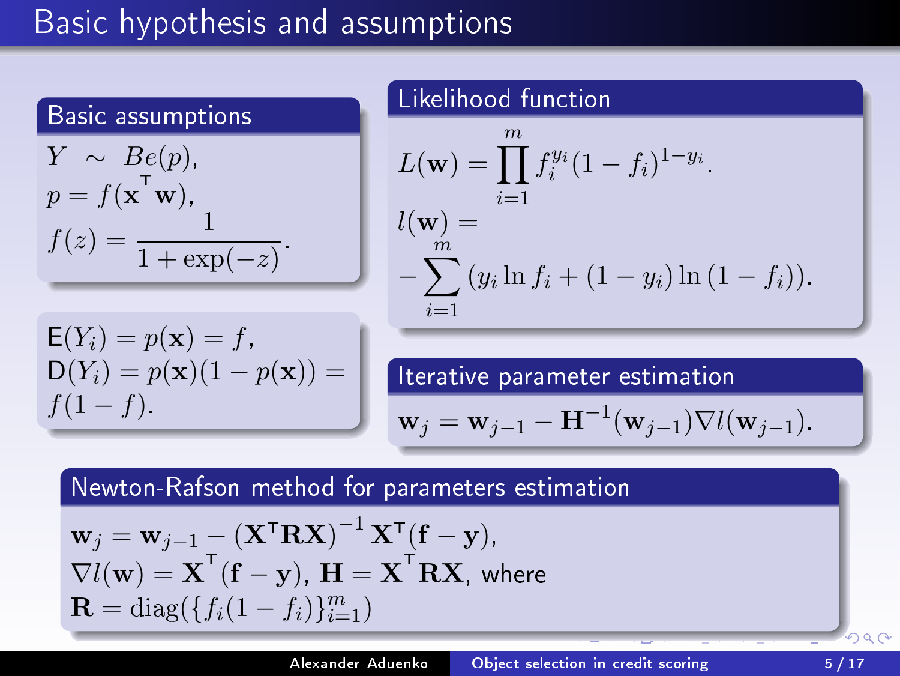# Basic hypothesis and assumptions

## Basic assumptions

$$Y \sim Be(p),$$
$$p = f(\mathbf{x}^\mathsf{T}\mathbf{w}),$$
$$f(z) = \frac{1}{1+\exp(-z)}.$$

$$\mathsf{E}(Y_i) = p(\mathbf{x}) = f,$$
$$\mathsf{D}(Y_i) = p(\mathbf{x})(1-p(\mathbf{x})) = f(1-f).$$

## Likelihood function

$$L(\mathbf{w}) = \prod_{i=1}^{m} f_i^{y_i}(1-f_i)^{1-y_i}.$$
$$l(\mathbf{w}) = -\sum_{i=1}^{m}(y_i \ln f_i + (1-y_i)\ln(1-f_i)).$$

## Iterative parameter estimation

$$\mathbf{w}_j = \mathbf{w}_{j-1} - \mathbf{H}^{-1}(\mathbf{w}_{j-1})\nabla l(\mathbf{w}_{j-1}).$$

## Newton-Rafson method for parameters estimation

$$\mathbf{w}_j = \mathbf{w}_{j-1} - \left(\mathbf{X}^\mathsf{T}\mathbf{R}\mathbf{X}\right)^{-1}\mathbf{X}^\mathsf{T}(\mathbf{f}-\mathbf{y}),$$

$\nabla l(\mathbf{w}) = \mathbf{X}^\mathsf{T}(\mathbf{f}-\mathbf{y})$, $\mathbf{H} = \mathbf{X}^\mathsf{T}\mathbf{R}\mathbf{X}$, where

$$\mathbf{R} = \mathrm{diag}(\{f_i(1-f_i)\}_{i=1}^{m})$$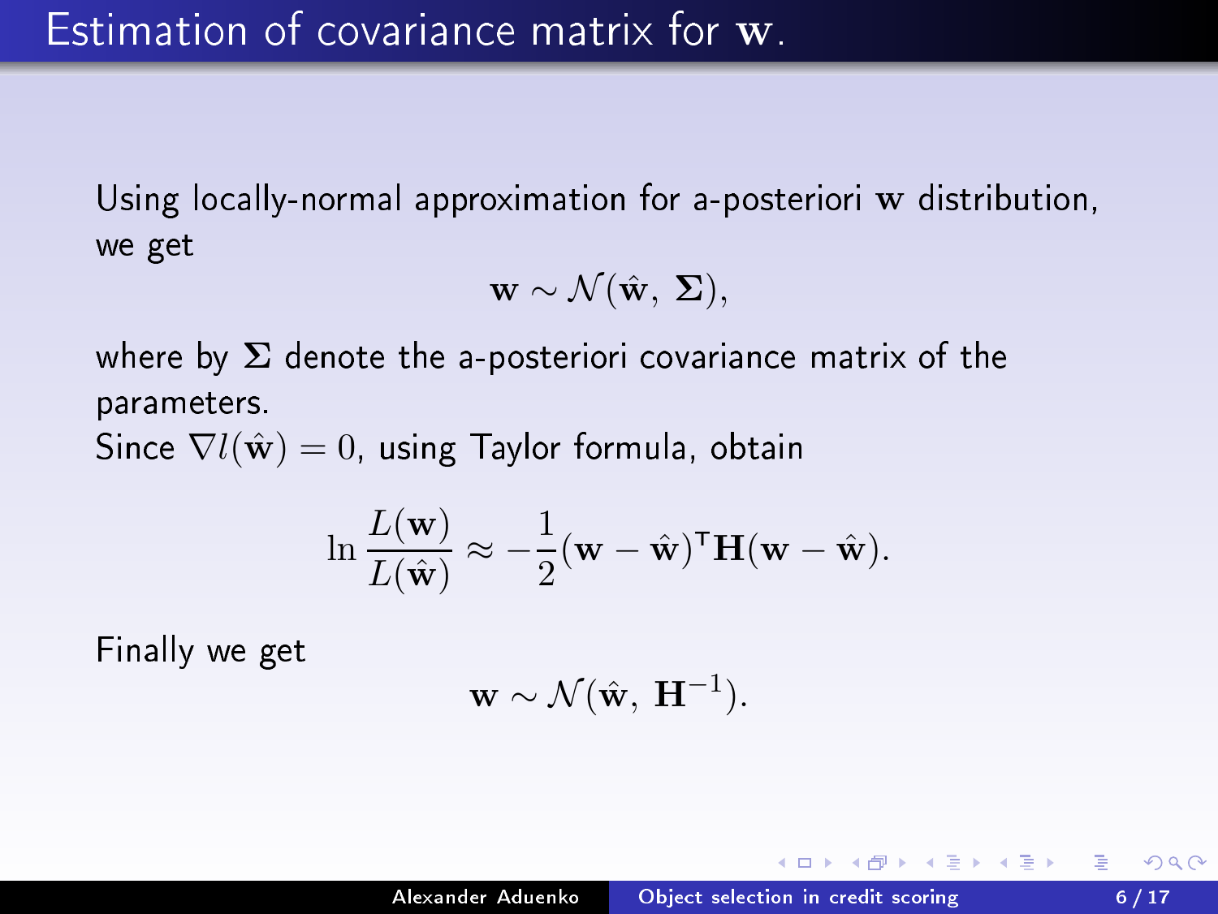# Estimation of covariance matrix for $\mathbf{w}$.

Using locally-normal approximation for a-posteriori $\mathbf{w}$ distribution, we get

$$\mathbf{w} \sim \mathcal{N}(\hat{\mathbf{w}},\ \boldsymbol{\Sigma}),$$

where by $\boldsymbol{\Sigma}$ denote the a-posteriori covariance matrix of the parameters.

Since $\nabla l(\hat{\mathbf{w}}) = 0$, using Taylor formula, obtain

$$\ln \frac{L(\mathbf{w})}{L(\hat{\mathbf{w}})} \approx -\frac{1}{2}(\mathbf{w} - \hat{\mathbf{w}})^{\mathsf{T}} \mathbf{H} (\mathbf{w} - \hat{\mathbf{w}}).$$

Finally we get

$$\mathbf{w} \sim \mathcal{N}(\hat{\mathbf{w}},\ \mathbf{H}^{-1}).$$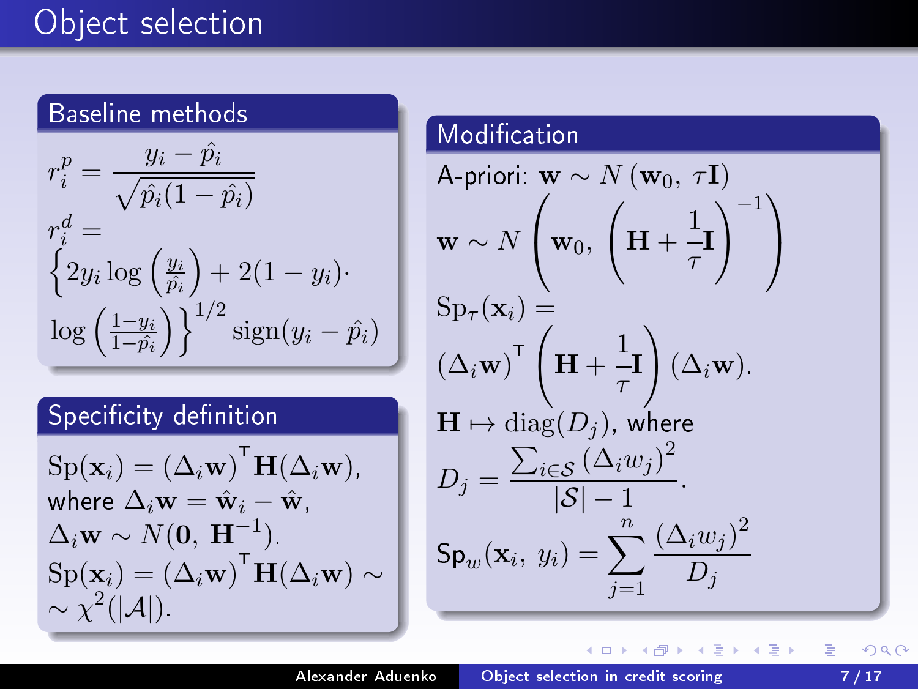# Object selection

## Baseline methods

$$r_i^p = \frac{y_i - \hat{p}_i}{\sqrt{\hat{p}_i(1-\hat{p}_i)}}$$

$$r_i^d = \left\{2y_i \log\left(\frac{y_i}{\hat{p}_i}\right) + 2(1-y_i) \cdot \log\left(\frac{1-y_i}{1-\hat{p}_i}\right)\right\}^{1/2} \mathrm{sign}(y_i - \hat{p}_i)$$

## Specificity definition

$\mathrm{Sp}(\mathbf{x}_i) = (\Delta_i \mathbf{w})^{\mathsf{T}} \mathbf{H} (\Delta_i \mathbf{w})$,
where $\Delta_i \mathbf{w} = \hat{\mathbf{w}}_i - \hat{\mathbf{w}}$,
$\Delta_i \mathbf{w} \sim N(\mathbf{0},\ \mathbf{H}^{-1})$.
$\mathrm{Sp}(\mathbf{x}_i) = (\Delta_i \mathbf{w})^{\mathsf{T}} \mathbf{H} (\Delta_i \mathbf{w}) \sim$
$\sim \chi^2(|\mathcal{A}|)$.

## Modification

A-priori: $\mathbf{w} \sim N(\mathbf{w}_0,\ \tau \mathbf{I})$

$$\mathbf{w} \sim N\left(\mathbf{w}_0,\ \left(\mathbf{H} + \frac{1}{\tau}\mathbf{I}\right)^{-1}\right)$$

$$\mathrm{Sp}_\tau(\mathbf{x}_i) = (\Delta_i \mathbf{w})^{\mathsf{T}} \left(\mathbf{H} + \frac{1}{\tau}\mathbf{I}\right) (\Delta_i \mathbf{w}).$$

$\mathbf{H} \mapsto \mathrm{diag}(D_j)$, where

$$D_j = \frac{\sum_{i \in \mathcal{S}} (\Delta_i w_j)^2}{|\mathcal{S}| - 1}.$$

$$\mathrm{Sp}_w(\mathbf{x}_i,\ y_i) = \sum_{j=1}^{n} \frac{(\Delta_i w_j)^2}{D_j}$$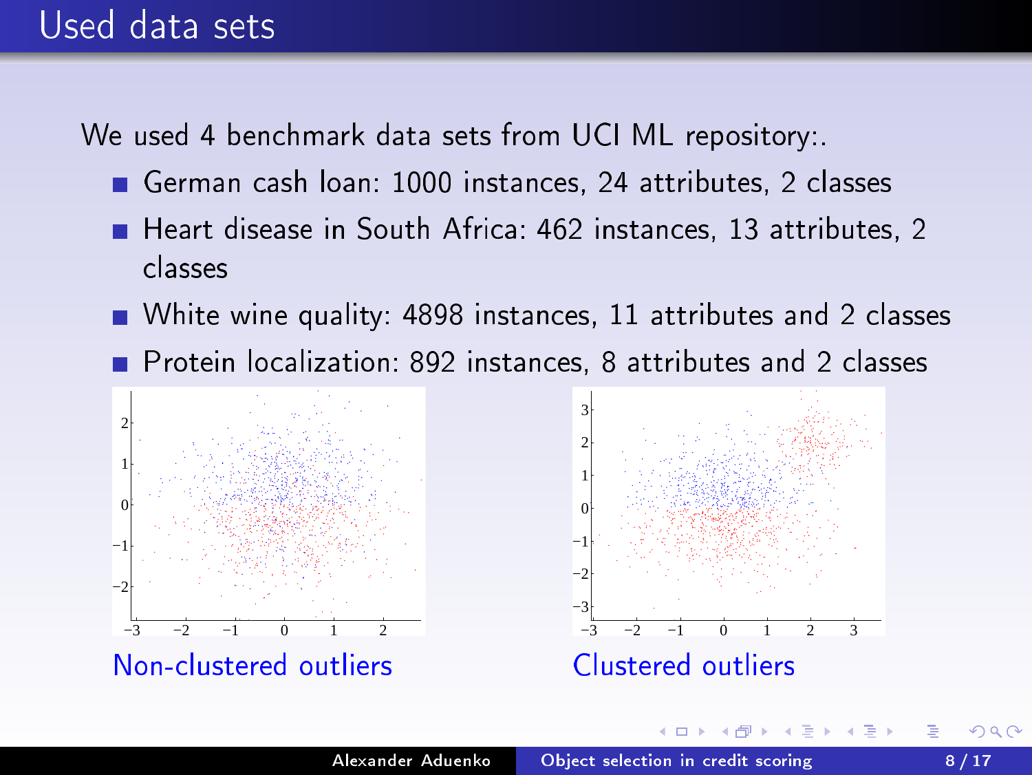# Used data sets

We used 4 benchmark data sets from UCI ML repository:.

- German cash loan: 1000 instances, 24 attributes, 2 classes
- Heart disease in South Africa: 462 instances, 13 attributes, 2 classes
- White wine quality: 4898 instances, 11 attributes and 2 classes
- Protein localization: 892 instances, 8 attributes and 2 classes

Non-clustered outliers

Clustered outliers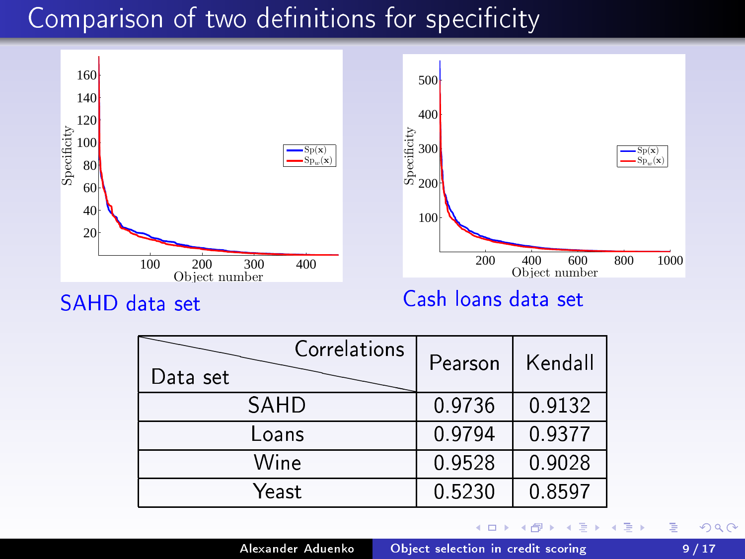# Comparison of two definitions for specificity

SAHD data set

Cash loans data set

| Data set \ Correlations | Pearson | Kendall |
|---|---|---|
| SAHD | 0.9736 | 0.9132 |
| Loans | 0.9794 | 0.9377 |
| Wine | 0.9528 | 0.9028 |
| Yeast | 0.5230 | 0.8597 |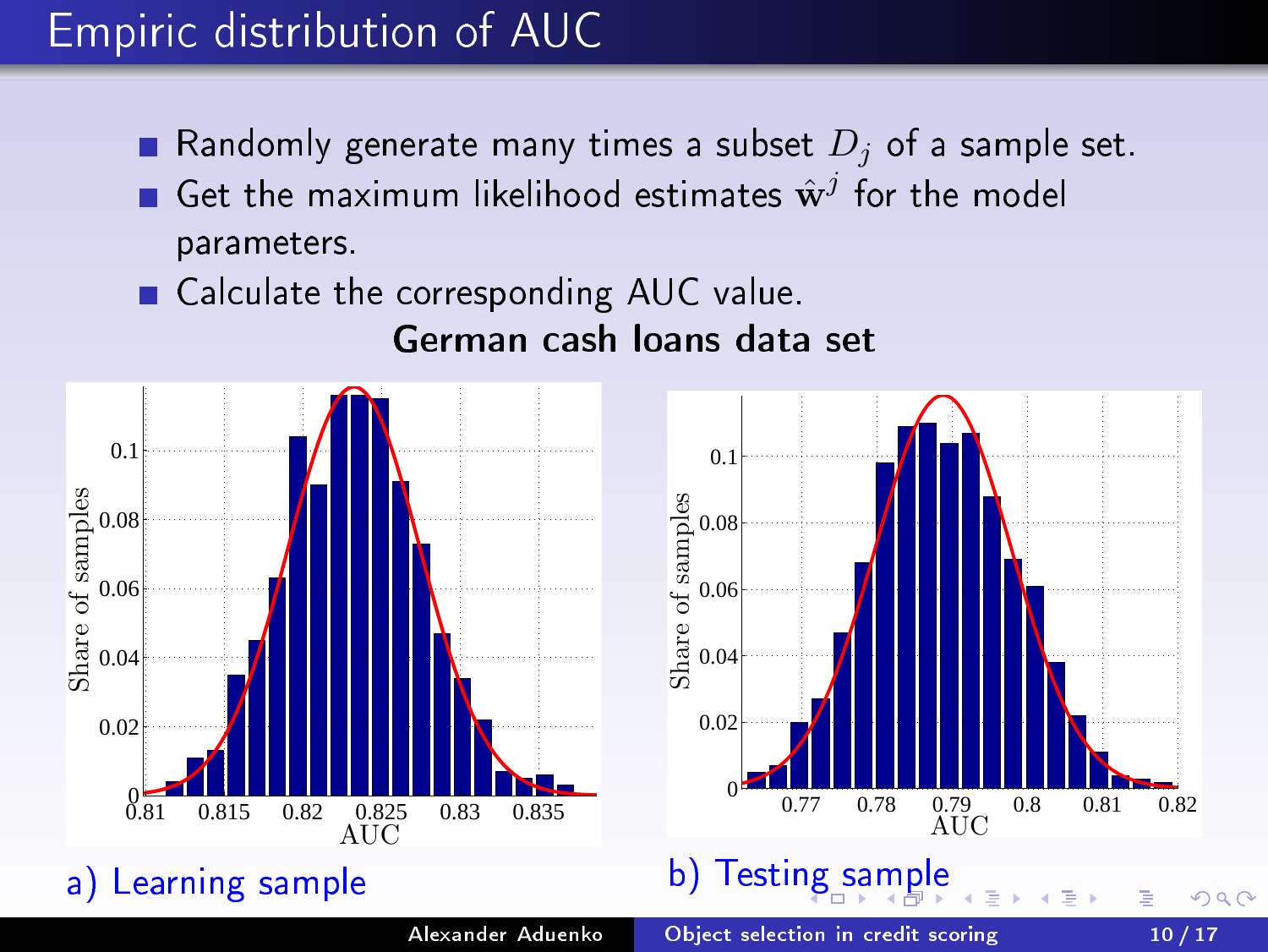# Empiric distribution of AUC

- Randomly generate many times a subset $D_j$ of a sample set.
- Get the maximum likelihood estimates $\hat{\mathbf{w}}^j$ for the model parameters.
- Calculate the corresponding AUC value.

**German cash loans data set**

a) Learning sample

b) Testing sample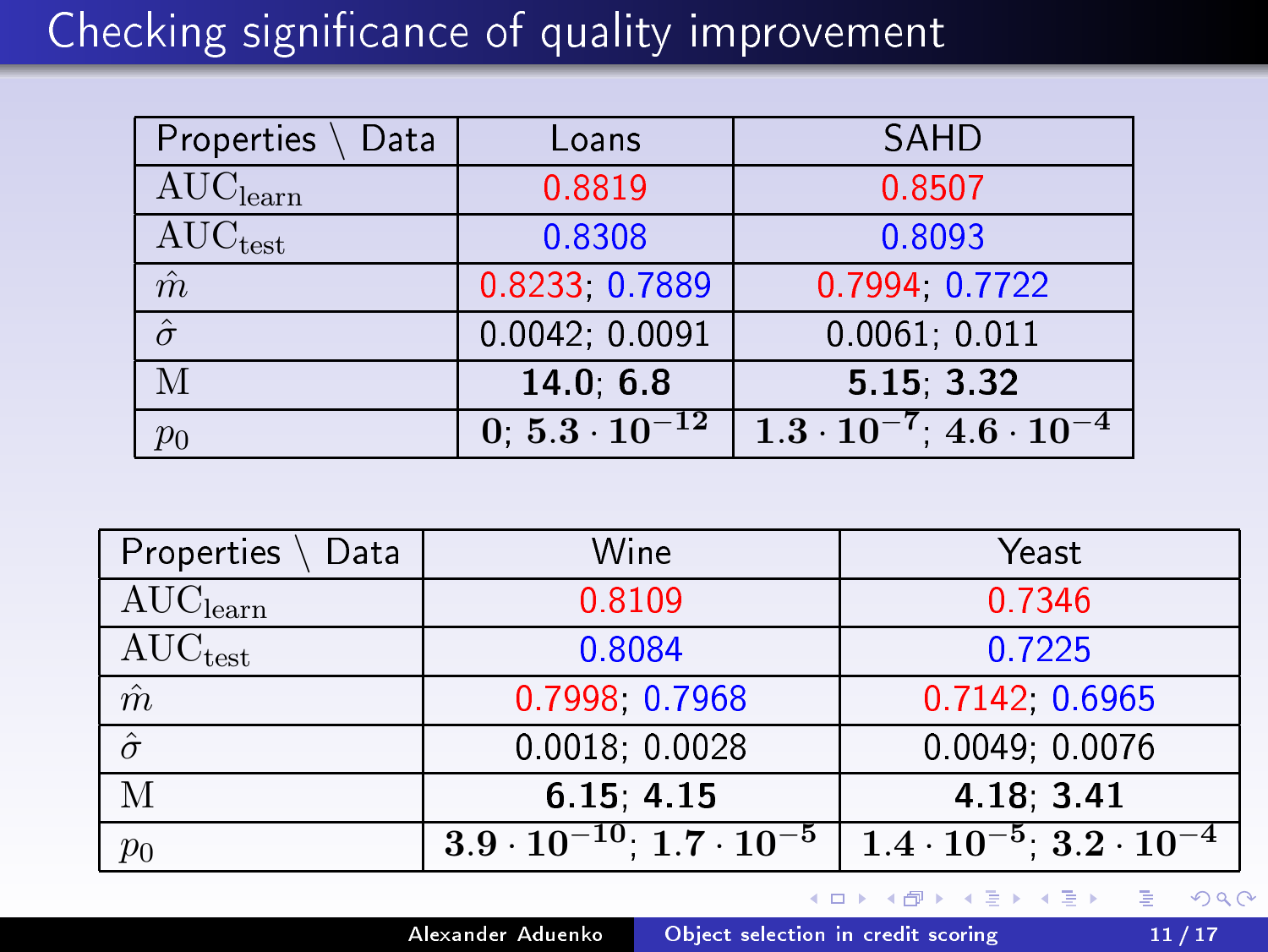# Checking significance of quality improvement

| Properties \ Data | Loans | SAHD |
|---|---|---|
| $\text{AUC}_{\text{learn}}$ | 0.8819 | 0.8507 |
| $\text{AUC}_{\text{test}}$ | 0.8308 | 0.8093 |
| $\hat{m}$ | 0.8233; 0.7889 | 0.7994; 0.7722 |
| $\hat{\sigma}$ | 0.0042; 0.0091 | 0.0061; 0.011 |
| M | **14.0**; **6.8** | **5.15**; **3.32** |
| $p_0$ | $\mathbf{0}$; $\mathbf{5.3 \cdot 10^{-12}}$ | $\mathbf{1.3 \cdot 10^{-7}}$; $\mathbf{4.6 \cdot 10^{-4}}$ |

| Properties \ Data | Wine | Yeast |
|---|---|---|
| $\text{AUC}_{\text{learn}}$ | 0.8109 | 0.7346 |
| $\text{AUC}_{\text{test}}$ | 0.8084 | 0.7225 |
| $\hat{m}$ | 0.7998; 0.7968 | 0.7142; 0.6965 |
| $\hat{\sigma}$ | 0.0018; 0.0028 | 0.0049; 0.0076 |
| M | **6.15**; **4.15** | **4.18**; **3.41** |
| $p_0$ | $\mathbf{3.9 \cdot 10^{-10}}$; $\mathbf{1.7 \cdot 10^{-5}}$ | $\mathbf{1.4 \cdot 10^{-5}}$; $\mathbf{3.2 \cdot 10^{-4}}$ |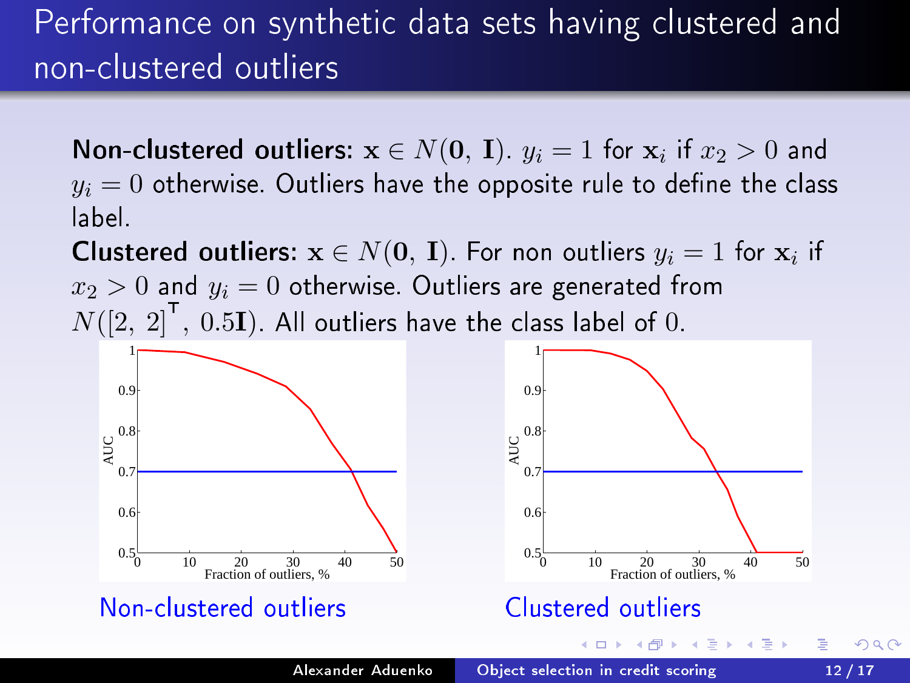# Performance on synthetic data sets having clustered and non-clustered outliers

**Non-clustered outliers:** $\mathbf{x} \in N(\mathbf{0}, \mathbf{I})$. $y_i = 1$ for $\mathbf{x}_i$ if $x_2 > 0$ and $y_i = 0$ otherwise. Outliers have the opposite rule to define the class label.

**Clustered outliers:** $\mathbf{x} \in N(\mathbf{0}, \mathbf{I})$. For non outliers $y_i = 1$ for $\mathbf{x}_i$ if $x_2 > 0$ and $y_i = 0$ otherwise. Outliers are generated from $N([2, 2]^\mathsf{T}, 0.5\mathbf{I})$. All outliers have the class label of $0$.

Non-clustered outliers

Clustered outliers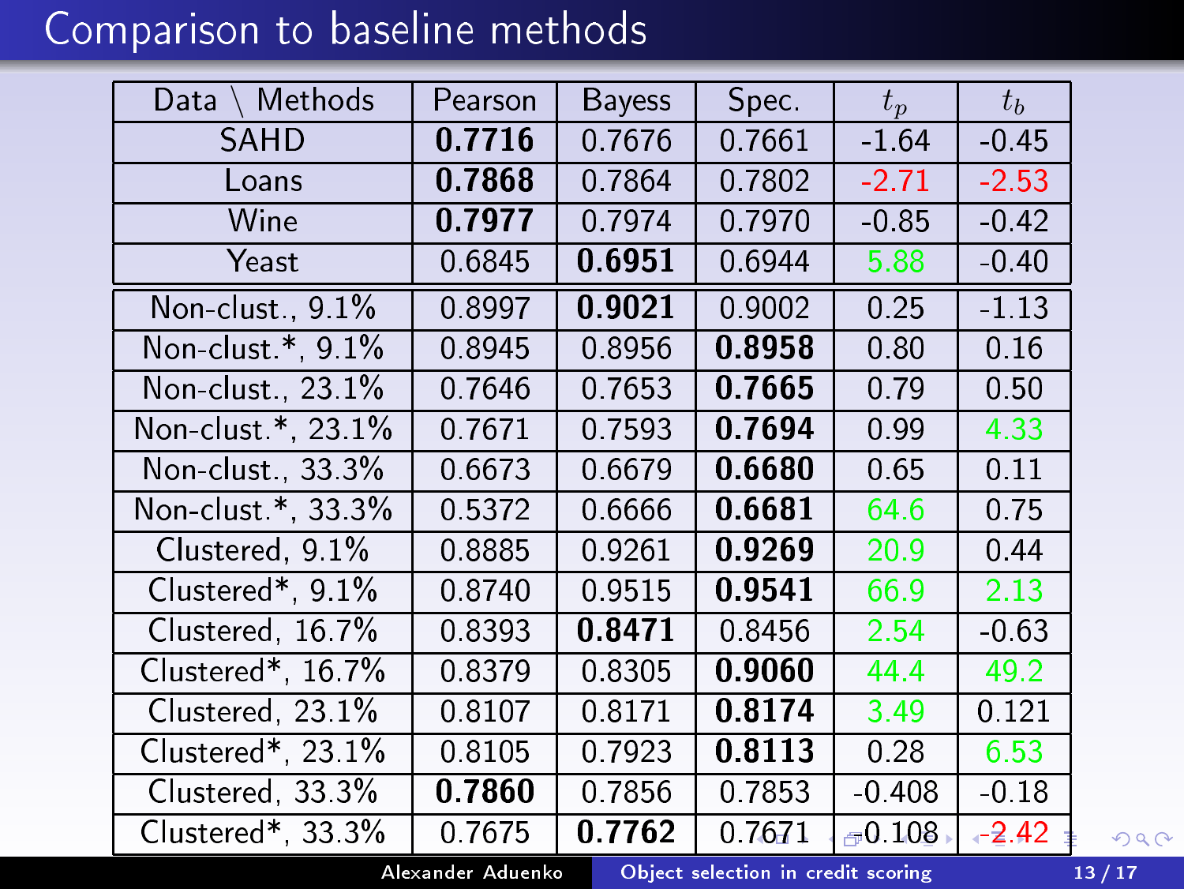# Comparison to baseline methods

| Data \ Methods | Pearson | Bayess | Spec. | $t_p$ | $t_b$ |
|---|---|---|---|---|---|
| SAHD | **0.7716** | 0.7676 | 0.7661 | -1.64 | -0.45 |
| Loans | **0.7868** | 0.7864 | 0.7802 | -2.71 | -2.53 |
| Wine | **0.7977** | 0.7974 | 0.7970 | -0.85 | -0.42 |
| Yeast | 0.6845 | **0.6951** | 0.6944 | 5.88 | -0.40 |
| Non-clust., 9.1% | 0.8997 | **0.9021** | 0.9002 | 0.25 | -1.13 |
| Non-clust.*, 9.1% | 0.8945 | 0.8956 | **0.8958** | 0.80 | 0.16 |
| Non-clust., 23.1% | 0.7646 | 0.7653 | **0.7665** | 0.79 | 0.50 |
| Non-clust.*, 23.1% | 0.7671 | 0.7593 | **0.7694** | 0.99 | 4.33 |
| Non-clust., 33.3% | 0.6673 | 0.6679 | **0.6680** | 0.65 | 0.11 |
| Non-clust.*, 33.3% | 0.5372 | 0.6666 | **0.6681** | 64.6 | 0.75 |
| Clustered, 9.1% | 0.8885 | 0.9261 | **0.9269** | 20.9 | 0.44 |
| Clustered*, 9.1% | 0.8740 | 0.9515 | **0.9541** | 66.9 | 2.13 |
| Clustered, 16.7% | 0.8393 | **0.8471** | 0.8456 | 2.54 | -0.63 |
| Clustered*, 16.7% | 0.8379 | 0.8305 | **0.9060** | 44.4 | 49.2 |
| Clustered, 23.1% | 0.8107 | 0.8171 | **0.8174** | 3.49 | 0.121 |
| Clustered*, 23.1% | 0.8105 | 0.7923 | **0.8113** | 0.28 | 6.53 |
| Clustered, 33.3% | **0.7860** | 0.7856 | 0.7853 | -0.408 | -0.18 |
| Clustered*, 33.3% | 0.7675 | **0.7762** | 0.7671 | -0.108 | -2.42 |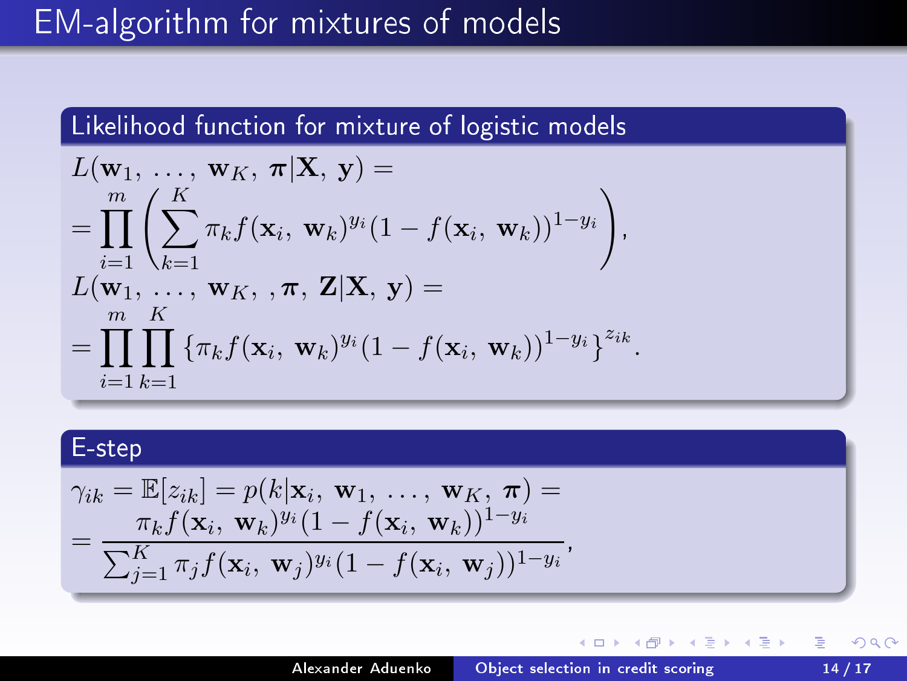# EM-algorithm for mixtures of models

## Likelihood function for mixture of logistic models

$$L(\mathbf{w}_1, \ldots, \mathbf{w}_K, \boldsymbol{\pi}|\mathbf{X}, \mathbf{y}) =$$
$$= \prod_{i=1}^{m} \left( \sum_{k=1}^{K} \pi_k f(\mathbf{x}_i, \mathbf{w}_k)^{y_i} (1 - f(\mathbf{x}_i, \mathbf{w}_k))^{1-y_i} \right),$$
$$L(\mathbf{w}_1, \ldots, \mathbf{w}_K, , \boldsymbol{\pi}, \mathbf{Z}|\mathbf{X}, \mathbf{y}) =$$
$$= \prod_{i=1}^{m} \prod_{k=1}^{K} \{\pi_k f(\mathbf{x}_i, \mathbf{w}_k)^{y_i} (1 - f(\mathbf{x}_i, \mathbf{w}_k))^{1-y_i}\}^{z_{ik}}.$$

## E-step

$$\gamma_{ik} = \mathbb{E}[z_{ik}] = p(k|\mathbf{x}_i, \mathbf{w}_1, \ldots, \mathbf{w}_K, \boldsymbol{\pi}) =$$
$$= \frac{\pi_k f(\mathbf{x}_i, \mathbf{w}_k)^{y_i} (1 - f(\mathbf{x}_i, \mathbf{w}_k))^{1-y_i}}{\sum_{j=1}^{K} \pi_j f(\mathbf{x}_i, \mathbf{w}_j)^{y_i} (1 - f(\mathbf{x}_i, \mathbf{w}_j))^{1-y_i}},$$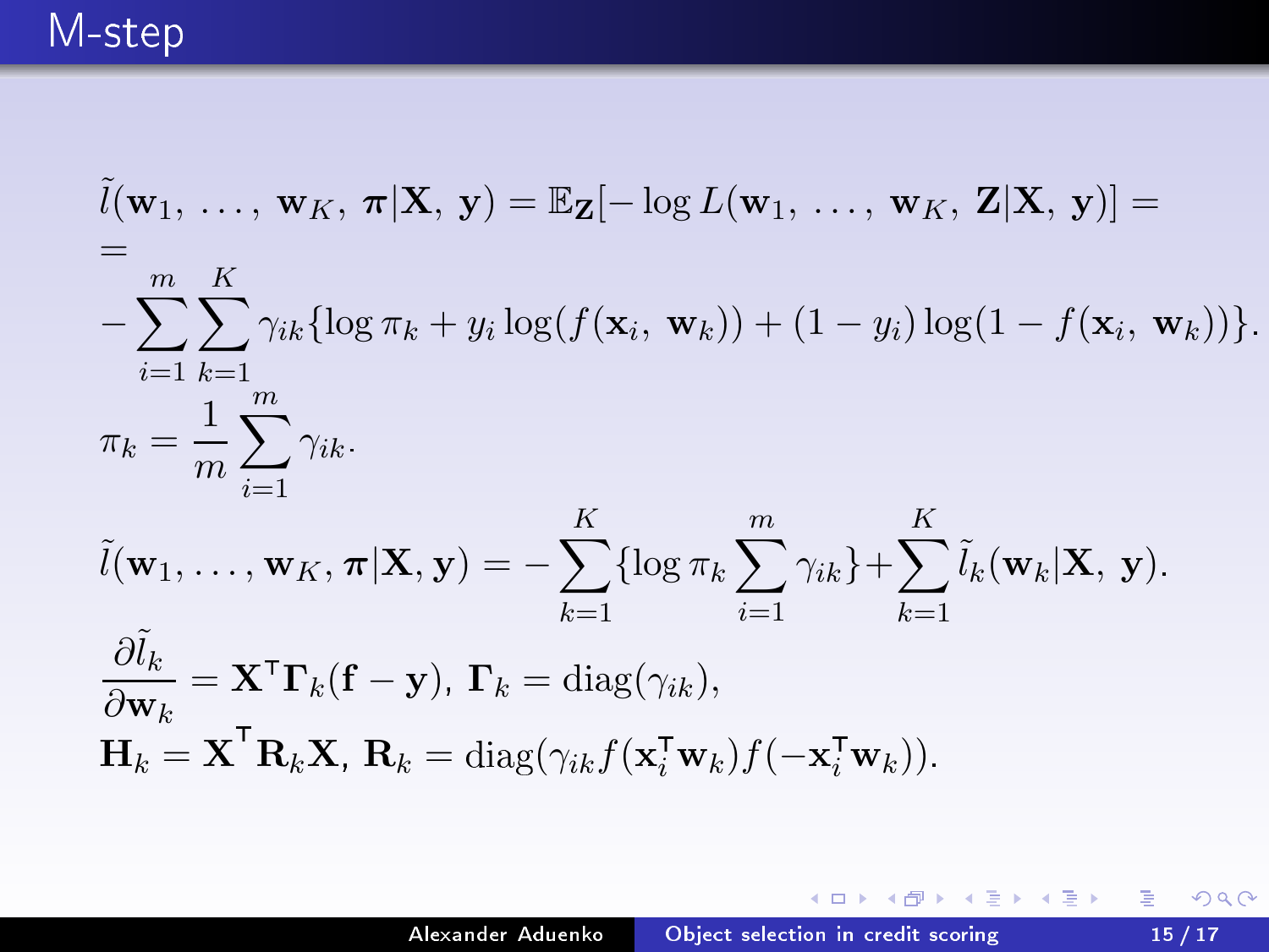# M-step

$$\tilde{l}(\mathbf{w}_1, \ldots, \mathbf{w}_K, \boldsymbol{\pi}|\mathbf{X}, \mathbf{y}) = \mathbb{E}_{\mathbf{Z}}[-\log L(\mathbf{w}_1, \ldots, \mathbf{w}_K, \mathbf{Z}|\mathbf{X}, \mathbf{y})] =$$

$$= -\sum_{i=1}^{m}\sum_{k=1}^{K}\gamma_{ik}\{\log \pi_k + y_i \log(f(\mathbf{x}_i, \mathbf{w}_k)) + (1-y_i)\log(1 - f(\mathbf{x}_i, \mathbf{w}_k))\}.$$

$$\pi_k = \frac{1}{m}\sum_{i=1}^{m}\gamma_{ik}.$$

$$\tilde{l}(\mathbf{w}_1, \ldots, \mathbf{w}_K, \boldsymbol{\pi}|\mathbf{X}, \mathbf{y}) = -\sum_{k=1}^{K}\{\log \pi_k \sum_{i=1}^{m}\gamma_{ik}\} + \sum_{k=1}^{K}\tilde{l}_k(\mathbf{w}_k|\mathbf{X}, \mathbf{y}).$$

$$\frac{\partial \tilde{l}_k}{\partial \mathbf{w}_k} = \mathbf{X}^{\mathsf{T}}\boldsymbol{\Gamma}_k(\mathbf{f} - \mathbf{y}),\ \boldsymbol{\Gamma}_k = \text{diag}(\gamma_{ik}),$$

$$\mathbf{H}_k = \mathbf{X}^{\mathsf{T}}\mathbf{R}_k\mathbf{X},\ \mathbf{R}_k = \text{diag}(\gamma_{ik} f(\mathbf{x}_i^{\mathsf{T}}\mathbf{w}_k) f(-\mathbf{x}_i^{\mathsf{T}}\mathbf{w}_k)).$$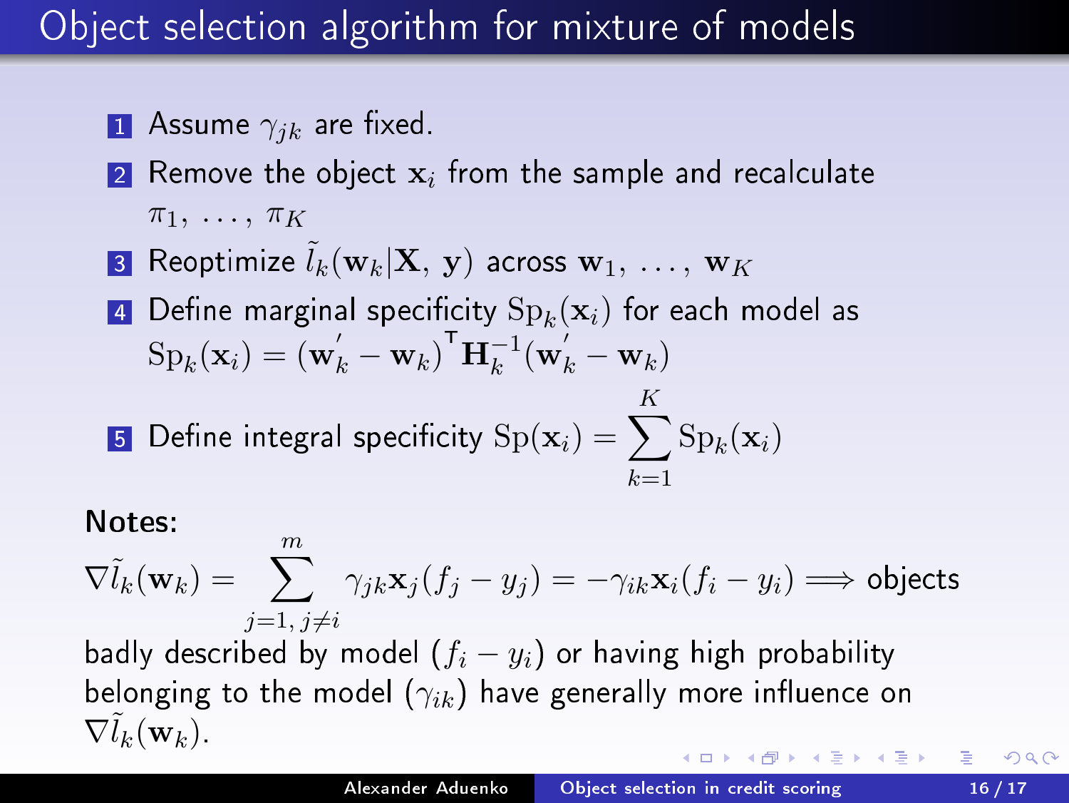# Object selection algorithm for mixture of models

1. Assume $\gamma_{jk}$ are fixed.
2. Remove the object $\mathbf{x}_i$ from the sample and recalculate $\pi_1, \ldots, \pi_K$
3. Reoptimize $\tilde{l}_k(\mathbf{w}_k|\mathbf{X}, \mathbf{y})$ across $\mathbf{w}_1, \ldots, \mathbf{w}_K$
4. Define marginal specificity $\mathrm{Sp}_k(\mathbf{x}_i)$ for each model as $\mathrm{Sp}_k(\mathbf{x}_i) = (\mathbf{w}_k^{'} - \mathbf{w}_k)^{\mathsf{T}} \mathbf{H}_k^{-1} (\mathbf{w}_k^{'} - \mathbf{w}_k)$
5. Define integral specificity $\mathrm{Sp}(\mathbf{x}_i) = \sum\limits_{k=1}^{K} \mathrm{Sp}_k(\mathbf{x}_i)$

**Notes:**

$\nabla \tilde{l}_k(\mathbf{w}_k) = \sum\limits_{j=1,\, j\neq i}^{m} \gamma_{jk}\mathbf{x}_j(f_j - y_j) = -\gamma_{ik}\mathbf{x}_i(f_i - y_i) \Longrightarrow$ objects badly described by model $(f_i - y_i)$ or having high probability belonging to the model $(\gamma_{ik})$ have generally more influence on $\nabla \tilde{l}_k(\mathbf{w}_k)$.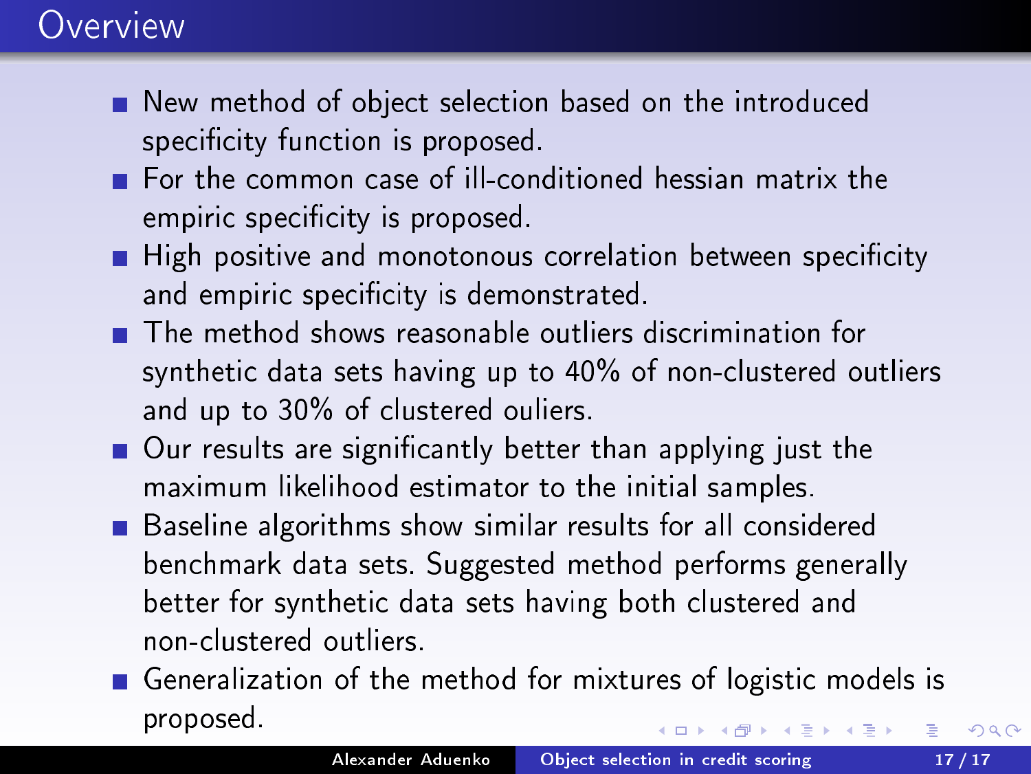# Overview

- New method of object selection based on the introduced specificity function is proposed.
- For the common case of ill-conditioned hessian matrix the empiric specificity is proposed.
- High positive and monotonous correlation between specificity and empiric specificity is demonstrated.
- The method shows reasonable outliers discrimination for synthetic data sets having up to 40% of non-clustered outliers and up to 30% of clustered ouliers.
- Our results are significantly better than applying just the maximum likelihood estimator to the initial samples.
- Baseline algorithms show similar results for all considered benchmark data sets. Suggested method performs generally better for synthetic data sets having both clustered and non-clustered outliers.
- Generalization of the method for mixtures of logistic models is proposed.